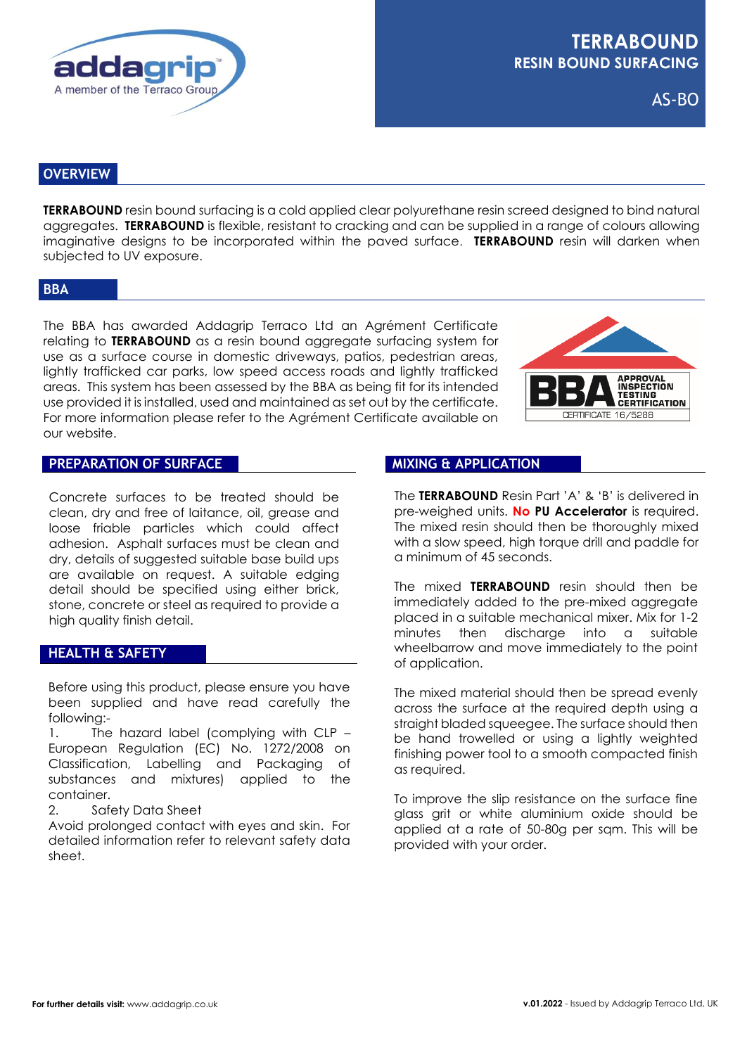# TERRABOUND

## RESIN BOUND SURFACING

AS-BO

## OVERVIEW

**TERRABOUND** resin bound surfacing is a cold applied clear polyurethane resin screed designed to bind natural aggregates. **TERRABOUND** is flexible, resistant to cracking and can be supplied in a range of colours allowing imaginative designs to be incorporated within the paved surface. **TERRABOUND** resin will darken when subjected to UV exposure.

## BBA

The BBA has awarded Addagrip Terraco Ltd an Agrément Certificate relating to **TERRABOUND** as a resin bound aggregate surfacing system for use as a surface course in domestic driveways, patios, pedestrian areas, lightly trafficked car parks, low speed access roads and lightly trafficked areas. This system has been assessed by the BBA as being fit for its intended use provided it is installed, used and maintained as set out by the certificate. For more information please refer to the Agrément Certificate available on our website.

BBA APPROVAL INSPECTION TESTING CERTIFICATION — CERTIFICATE 16/5288

## PREPARATION OF SURFACE

Concrete surfaces to be treated should be clean, dry and free of laitance, oil, grease and loose friable particles which could affect adhesion. Asphalt surfaces must be clean and dry, details of suggested suitable base build ups are available on request. A suitable edging detail should be specified using either brick, stone, concrete or steel as required to provide a high quality finish detail.

## HEALTH & SAFETY

Before using this product, please ensure you have been supplied and have read carefully the following:-

1. The hazard label (complying with CLP – European Regulation (EC) No. 1272/2008 on Classification, Labelling and Packaging of substances and mixtures) applied to the container.
2. Safety Data Sheet

Avoid prolonged contact with eyes and skin. For detailed information refer to relevant safety data sheet.

## MIXING & APPLICATION

The **TERRABOUND** Resin Part 'A' & 'B' is delivered in pre-weighed units. **No PU Accelerator** is required. The mixed resin should then be thoroughly mixed with a slow speed, high torque drill and paddle for a minimum of 45 seconds.

The mixed **TERRABOUND** resin should then be immediately added to the pre-mixed aggregate placed in a suitable mechanical mixer. Mix for 1-2 minutes then discharge into a suitable wheelbarrow and move immediately to the point of application.

The mixed material should then be spread evenly across the surface at the required depth using a straight bladed squeegee. The surface should then be hand trowelled or using a lightly weighted finishing power tool to a smooth compacted finish as required.

To improve the slip resistance on the surface fine glass grit or white aluminium oxide should be applied at a rate of 50-80g per sqm. This will be provided with your order.

**For further details visit:** www.addagrip.co.uk

**v.01.2022** - Issued by Addagrip Terraco Ltd, UK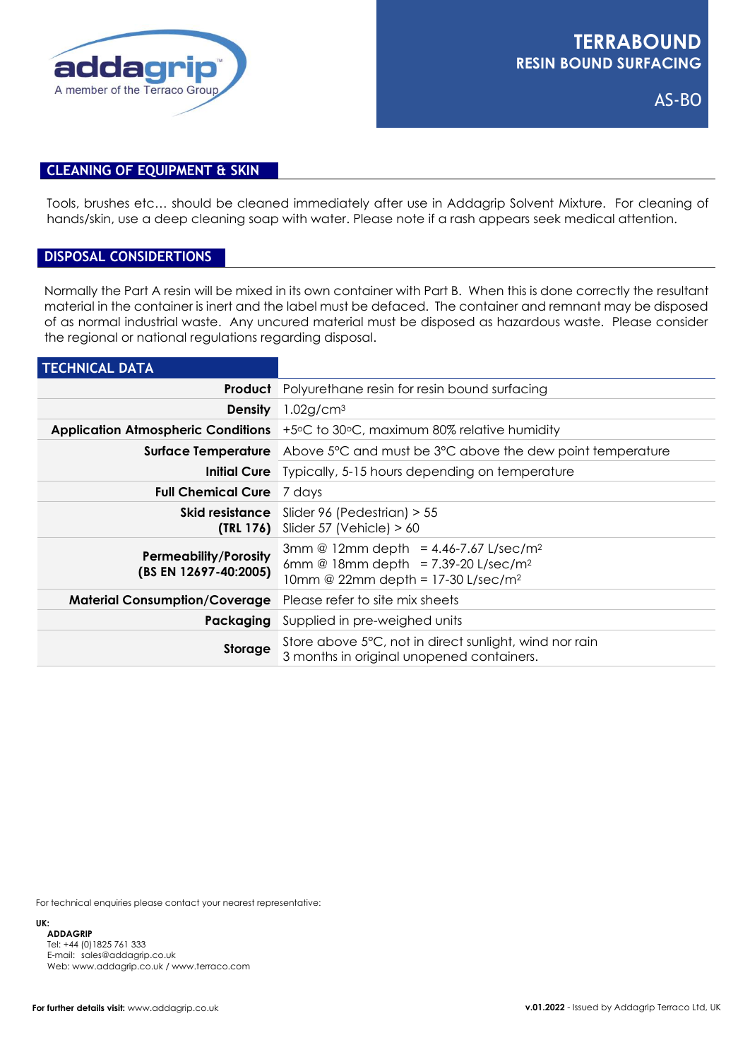# TERRABOUND
## RESIN BOUND SURFACING

AS-BO

## CLEANING OF EQUIPMENT & SKIN

Tools, brushes etc… should be cleaned immediately after use in Addagrip Solvent Mixture. For cleaning of hands/skin, use a deep cleaning soap with water. Please note if a rash appears seek medical attention.

## DISPOSAL CONSIDERTIONS

Normally the Part A resin will be mixed in its own container with Part B. When this is done correctly the resultant material in the container is inert and the label must be defaced. The container and remnant may be disposed of as normal industrial waste. Any uncured material must be disposed as hazardous waste. Please consider the regional or national regulations regarding disposal.

## TECHNICAL DATA

| | |
|---|---|
| **Product** | Polyurethane resin for resin bound surfacing |
| **Density** | 1.02g/cm³ |
| **Application Atmospheric Conditions** | +5°C to 30°C, maximum 80% relative humidity |
| **Surface Temperature** | Above 5°C and must be 3°C above the dew point temperature |
| **Initial Cure** | Typically, 5-15 hours depending on temperature |
| **Full Chemical Cure** | 7 days |
| **Skid resistance (TRL 176)** | Slider 96 (Pedestrian) > 55<br>Slider 57 (Vehicle) > 60 |
| **Permeability/Porosity (BS EN 12697-40:2005)** | 3mm @ 12mm depth = 4.46-7.67 L/sec/m²<br>6mm @ 18mm depth = 7.39-20 L/sec/m²<br>10mm @ 22mm depth = 17-30 L/sec/m² |
| **Material Consumption/Coverage** | Please refer to site mix sheets |
| **Packaging** | Supplied in pre-weighed units |
| **Storage** | Store above 5°C, not in direct sunlight, wind nor rain<br>3 months in original unopened containers. |

For technical enquiries please contact your nearest representative:

**UK:**
**ADDAGRIP**
Tel: +44 (0)1825 761 333
E-mail: sales@addagrip.co.uk
Web: www.addagrip.co.uk / www.terraco.com

**For further details visit:** www.addagrip.co.uk

**v.01.2022** - Issued by Addagrip Terraco Ltd, UK